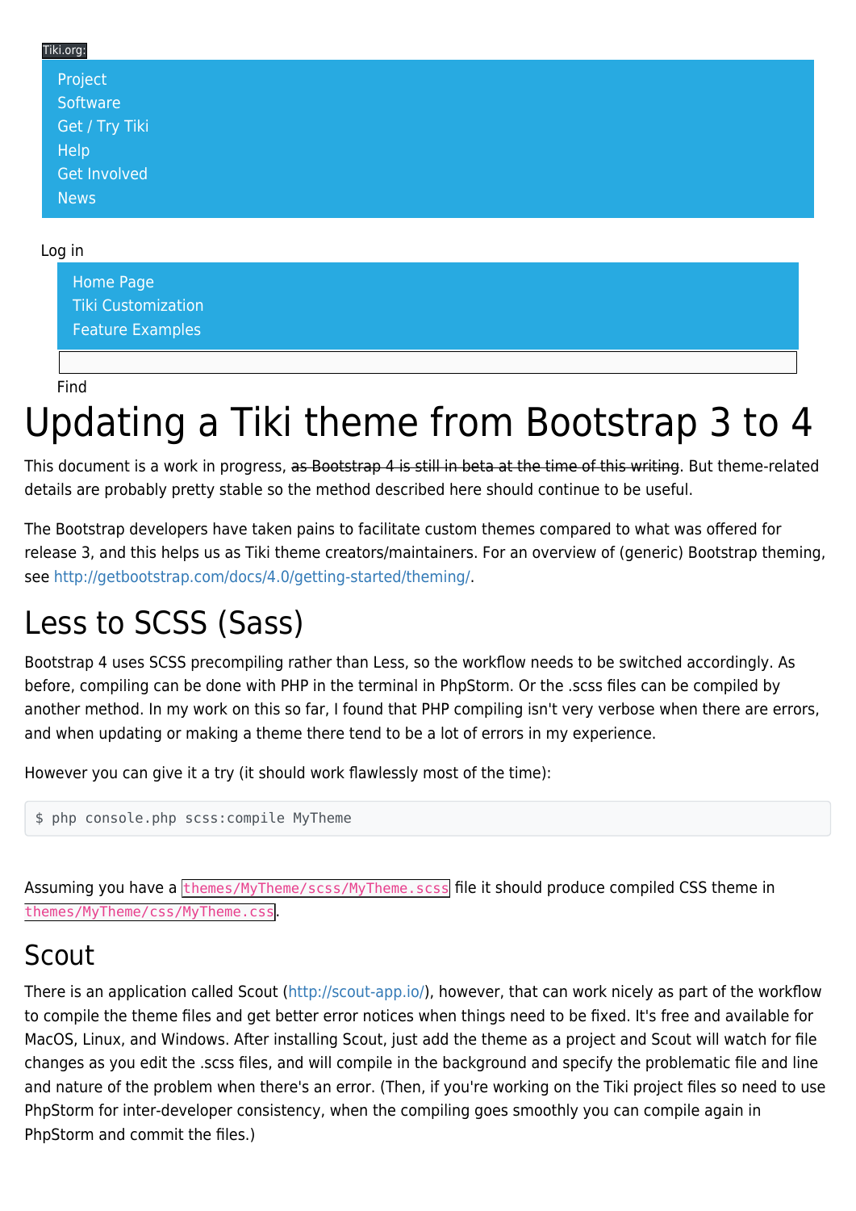Tiki.org:

- Project
- Software
- Get / Try Tiki
- Help
- Get Involved
- News

Log in

- Home Page
- Tiki Customization
- Feature Examples

Find

# Updating a Tiki theme from Bootstrap 3 to 4

This document is a work in progress, ~~as Bootstrap 4 is still in beta at the time of this writing~~. But theme-related details are probably pretty stable so the method described here should continue to be useful.

The Bootstrap developers have taken pains to facilitate custom themes compared to what was offered for release 3, and this helps us as Tiki theme creators/maintainers. For an overview of (generic) Bootstrap theming, see http://getbootstrap.com/docs/4.0/getting-started/theming/.

# Less to SCSS (Sass)

Bootstrap 4 uses SCSS precompiling rather than Less, so the workflow needs to be switched accordingly. As before, compiling can be done with PHP in the terminal in PhpStorm. Or the .scss files can be compiled by another method. In my work on this so far, I found that PHP compiling isn't very verbose when there are errors, and when updating or making a theme there tend to be a lot of errors in my experience.

However you can give it a try (it should work flawlessly most of the time):

```
$ php console.php scss:compile MyTheme
```

Assuming you have a `themes/MyTheme/scss/MyTheme.scss` file it should produce compiled CSS theme in `themes/MyTheme/css/MyTheme.css`.

## Scout

There is an application called Scout (http://scout-app.io/), however, that can work nicely as part of the workflow to compile the theme files and get better error notices when things need to be fixed. It's free and available for MacOS, Linux, and Windows. After installing Scout, just add the theme as a project and Scout will watch for file changes as you edit the .scss files, and will compile in the background and specify the problematic file and line and nature of the problem when there's an error. (Then, if you're working on the Tiki project files so need to use PhpStorm for inter-developer consistency, when the compiling goes smoothly you can compile again in PhpStorm and commit the files.)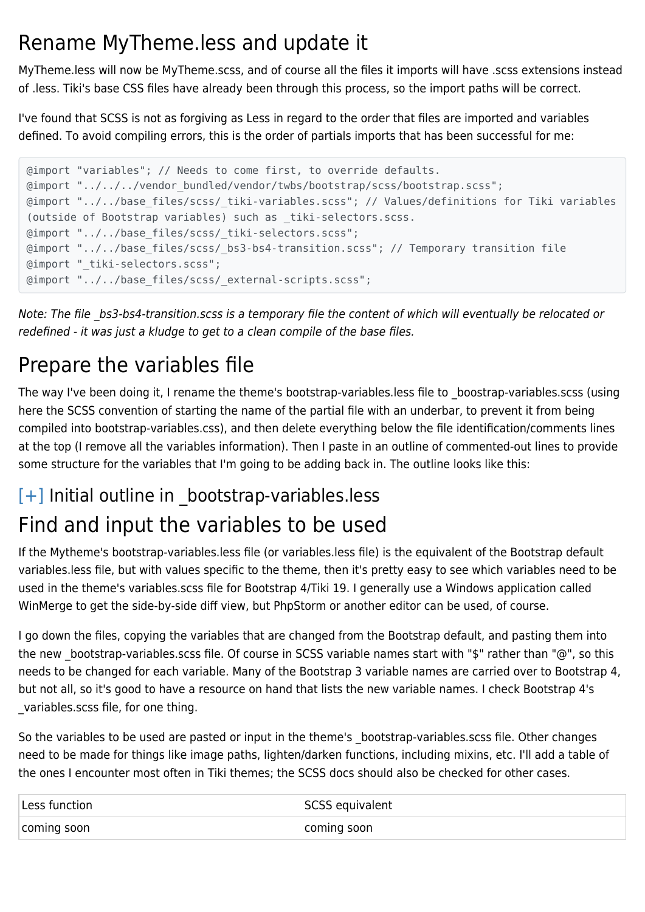# Rename MyTheme.less and update it

MyTheme.less will now be MyTheme.scss, and of course all the files it imports will have .scss extensions instead of .less. Tiki's base CSS files have already been through this process, so the import paths will be correct.

I've found that SCSS is not as forgiving as Less in regard to the order that files are imported and variables defined. To avoid compiling errors, this is the order of partials imports that has been successful for me:

```
@import "variables"; // Needs to come first, to override defaults.
@import "../../../vendor_bundled/vendor/twbs/bootstrap/scss/bootstrap.scss";
@import "../../base_files/scss/_tiki-variables.scss"; // Values/definitions for Tiki variables (outside of Bootstrap variables) such as _tiki-selectors.scss.
@import "../../base_files/scss/_tiki-selectors.scss";
@import "../../base_files/scss/_bs3-bs4-transition.scss"; // Temporary transition file
@import "_tiki-selectors.scss";
@import "../../base_files/scss/_external-scripts.scss";
```

*Note: The file _bs3-bs4-transition.scss is a temporary file the content of which will eventually be relocated or redefined - it was just a kludge to get to a clean compile of the base files.*

# Prepare the variables file

The way I've been doing it, I rename the theme's bootstrap-variables.less file to _boostrap-variables.scss (using here the SCSS convention of starting the name of the partial file with an underbar, to prevent it from being compiled into bootstrap-variables.css), and then delete everything below the file identification/comments lines at the top (I remove all the variables information). Then I paste in an outline of commented-out lines to provide some structure for the variables that I'm going to be adding back in. The outline looks like this:

## [+] Initial outline in _bootstrap-variables.less

# Find and input the variables to be used

If the Mytheme's bootstrap-variables.less file (or variables.less file) is the equivalent of the Bootstrap default variables.less file, but with values specific to the theme, then it's pretty easy to see which variables need to be used in the theme's variables.scss file for Bootstrap 4/Tiki 19. I generally use a Windows application called WinMerge to get the side-by-side diff view, but PhpStorm or another editor can be used, of course.

I go down the files, copying the variables that are changed from the Bootstrap default, and pasting them into the new _bootstrap-variables.scss file. Of course in SCSS variable names start with "$" rather than "@", so this needs to be changed for each variable. Many of the Bootstrap 3 variable names are carried over to Bootstrap 4, but not all, so it's good to have a resource on hand that lists the new variable names. I check Bootstrap 4's _variables.scss file, for one thing.

So the variables to be used are pasted or input in the theme's _bootstrap-variables.scss file. Other changes need to be made for things like image paths, lighten/darken functions, including mixins, etc. I'll add a table of the ones I encounter most often in Tiki themes; the SCSS docs should also be checked for other cases.

| Less function | SCSS equivalent |
|---|---|
| coming soon | coming soon |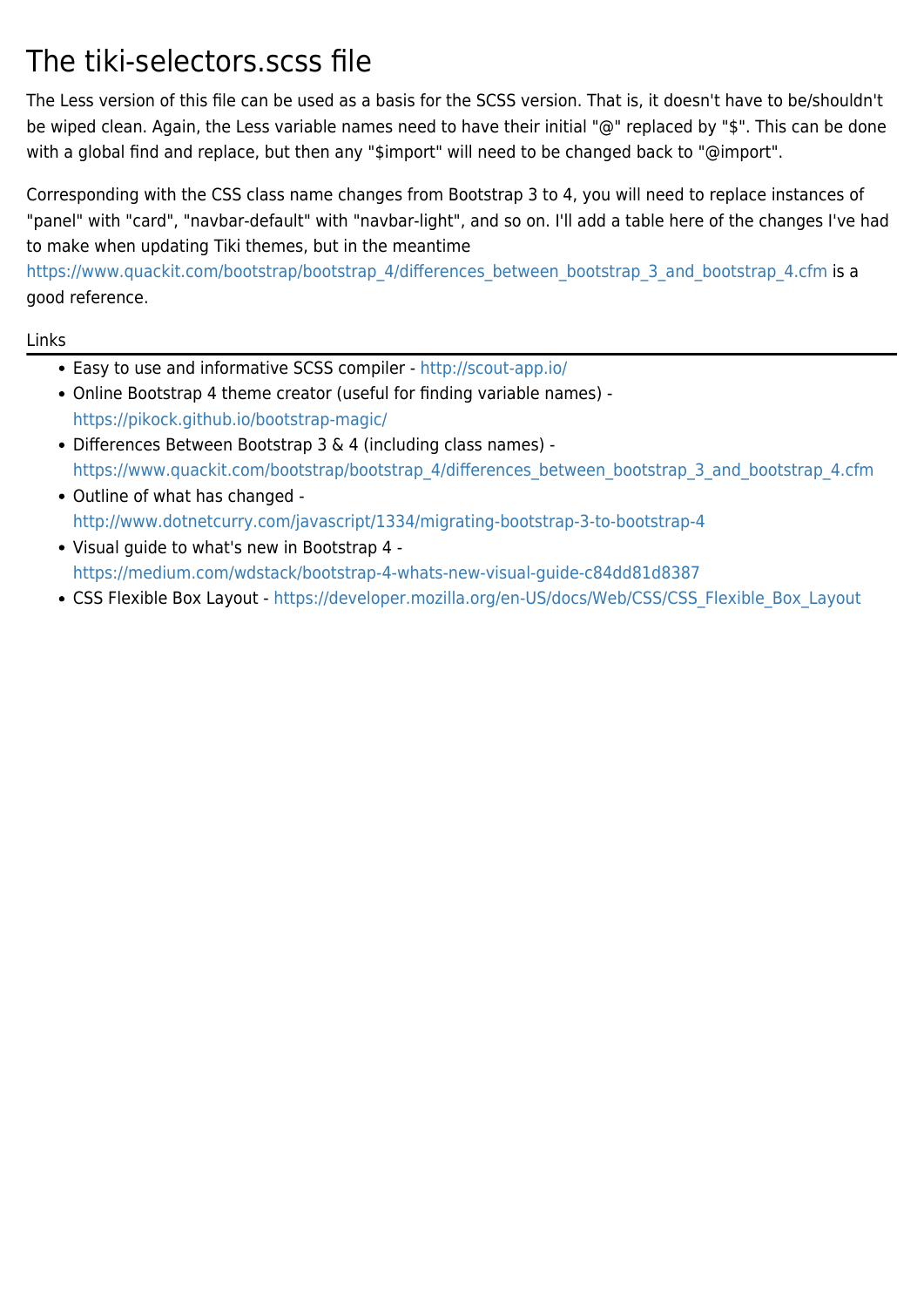# The tiki-selectors.scss file

The Less version of this file can be used as a basis for the SCSS version. That is, it doesn't have to be/shouldn't be wiped clean. Again, the Less variable names need to have their initial "@" replaced by "$". This can be done with a global find and replace, but then any "$import" will need to be changed back to "@import".

Corresponding with the CSS class name changes from Bootstrap 3 to 4, you will need to replace instances of "panel" with "card", "navbar-default" with "navbar-light", and so on. I'll add a table here of the changes I've had to make when updating Tiki themes, but in the meantime https://www.quackit.com/bootstrap/bootstrap_4/differences_between_bootstrap_3_and_bootstrap_4.cfm is a good reference.

## Links

- Easy to use and informative SCSS compiler - http://scout-app.io/
- Online Bootstrap 4 theme creator (useful for finding variable names) - https://pikock.github.io/bootstrap-magic/
- Differences Between Bootstrap 3 & 4 (including class names) - https://www.quackit.com/bootstrap/bootstrap_4/differences_between_bootstrap_3_and_bootstrap_4.cfm
- Outline of what has changed - http://www.dotnetcurry.com/javascript/1334/migrating-bootstrap-3-to-bootstrap-4
- Visual guide to what's new in Bootstrap 4 - https://medium.com/wdstack/bootstrap-4-whats-new-visual-guide-c84dd81d8387
- CSS Flexible Box Layout - https://developer.mozilla.org/en-US/docs/Web/CSS/CSS_Flexible_Box_Layout